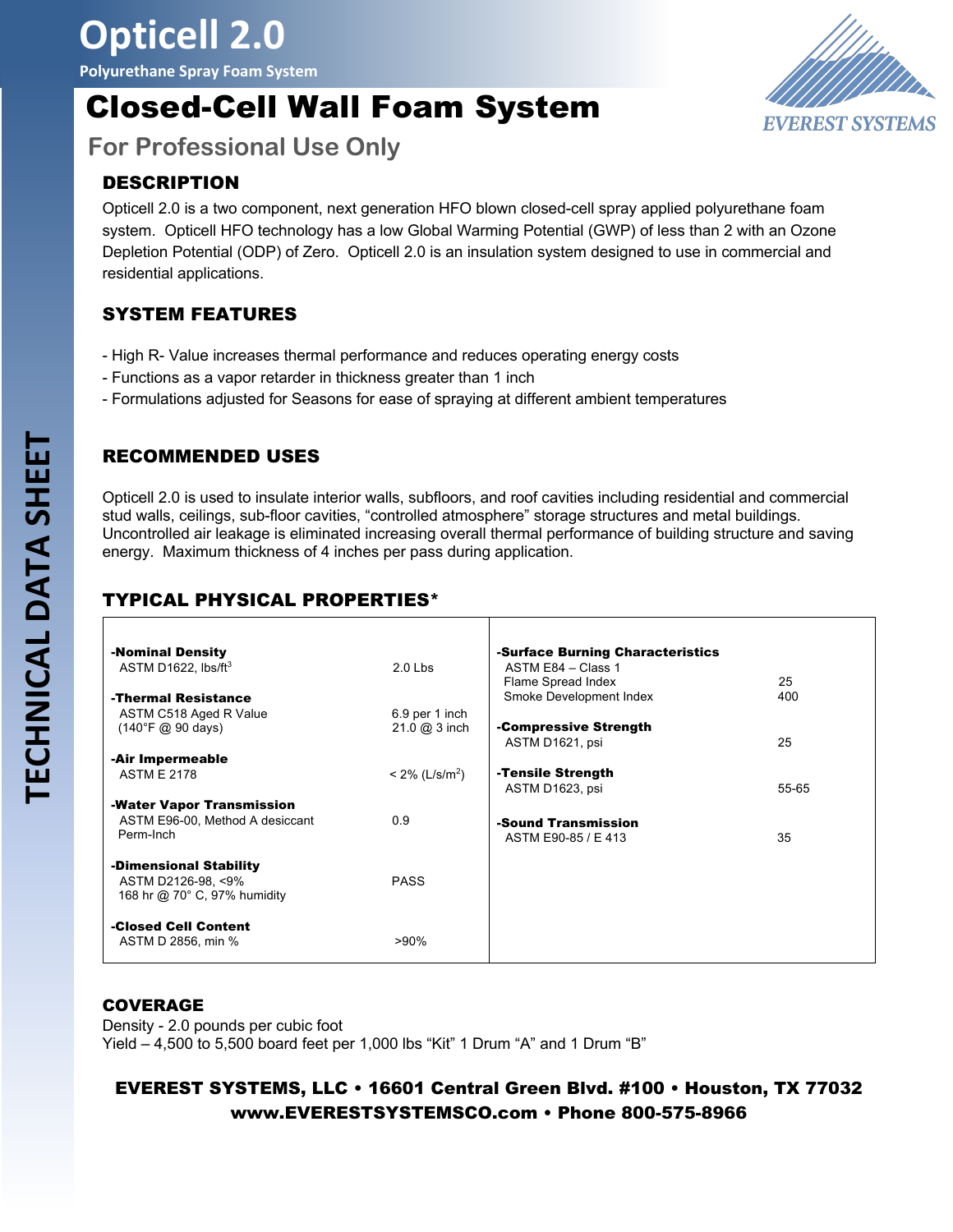# Opticell 2.0

Polyurethane Spray Foam System

# Closed-Cell Wall Foam System

## For Professional Use Only

EVEREST SYSTEMS

TECHNICAL DATA SHEET

### DESCRIPTION

Opticell 2.0 is a two component, next generation HFO blown closed-cell spray applied polyurethane foam system. Opticell HFO technology has a low Global Warming Potential (GWP) of less than 2 with an Ozone Depletion Potential (ODP) of Zero. Opticell 2.0 is an insulation system designed to use in commercial and residential applications.

### SYSTEM FEATURES

- High R- Value increases thermal performance and reduces operating energy costs
- Functions as a vapor retarder in thickness greater than 1 inch
- Formulations adjusted for Seasons for ease of spraying at different ambient temperatures

### RECOMMENDED USES

Opticell 2.0 is used to insulate interior walls, subfloors, and roof cavities including residential and commercial stud walls, ceilings, sub-floor cavities, "controlled atmosphere" storage structures and metal buildings. Uncontrolled air leakage is eliminated increasing overall thermal performance of building structure and saving energy. Maximum thickness of 4 inches per pass during application.

### TYPICAL PHYSICAL PROPERTIES*

| Property | Value |
|---|---|
| **-Nominal Density**<br>ASTM D1622, lbs/ft$^3$ | 2.0 Lbs |
| **-Thermal Resistance**<br>ASTM C518 Aged R Value<br>(140°F @ 90 days) | 6.9 per 1 inch<br>21.0 @ 3 inch |
| **-Air Impermeable**<br>ASTM E 2178 | < 2% (L/s/m$^2$) |
| **-Water Vapor Transmission**<br>ASTM E96-00, Method A desiccant<br>Perm-Inch | 0.9 |
| **-Dimensional Stability**<br>ASTM D2126-98, <9%<br>168 hr @ 70° C, 97% humidity | PASS |
| **-Closed Cell Content**<br>ASTM D 2856, min % | >90% |
| **-Surface Burning Characteristics**<br>ASTM E84 – Class 1<br>Flame Spread Index<br>Smoke Development Index | <br><br>25<br>400 |
| **-Compressive Strength**<br>ASTM D1621, psi | 25 |
| **-Tensile Strength**<br>ASTM D1623, psi | 55-65 |
| **-Sound Transmission**<br>ASTM E90-85 / E 413 | 35 |

### COVERAGE

Density - 2.0 pounds per cubic foot

Yield – 4,500 to 5,500 board feet per 1,000 lbs "Kit" 1 Drum "A" and 1 Drum "B"

**EVEREST SYSTEMS, LLC • 16601 Central Green Blvd. #100 • Houston, TX 77032**
**www.EVERESTSYSTEMSCO.com • Phone 800-575-8966**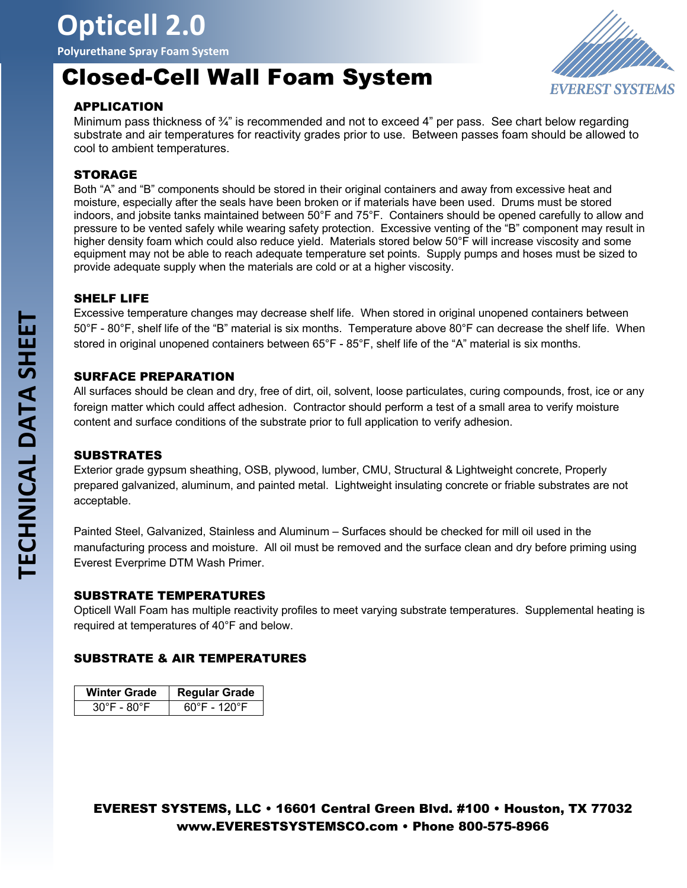# Opticell 2.0

**Polyurethane Spray Foam System**

## Closed-Cell Wall Foam System

### APPLICATION

Minimum pass thickness of ¾" is recommended and not to exceed 4" per pass. See chart below regarding substrate and air temperatures for reactivity grades prior to use. Between passes foam should be allowed to cool to ambient temperatures.

### STORAGE

Both "A" and "B" components should be stored in their original containers and away from excessive heat and moisture, especially after the seals have been broken or if materials have been used. Drums must be stored indoors, and jobsite tanks maintained between 50°F and 75°F. Containers should be opened carefully to allow and pressure to be vented safely while wearing safety protection. Excessive venting of the "B" component may result in higher density foam which could also reduce yield. Materials stored below 50°F will increase viscosity and some equipment may not be able to reach adequate temperature set points. Supply pumps and hoses must be sized to provide adequate supply when the materials are cold or at a higher viscosity.

### SHELF LIFE

Excessive temperature changes may decrease shelf life. When stored in original unopened containers between 50°F - 80°F, shelf life of the "B" material is six months. Temperature above 80°F can decrease the shelf life. When stored in original unopened containers between 65°F - 85°F, shelf life of the "A" material is six months.

### SURFACE PREPARATION

All surfaces should be clean and dry, free of dirt, oil, solvent, loose particulates, curing compounds, frost, ice or any foreign matter which could affect adhesion. Contractor should perform a test of a small area to verify moisture content and surface conditions of the substrate prior to full application to verify adhesion.

### SUBSTRATES

Exterior grade gypsum sheathing, OSB, plywood, lumber, CMU, Structural & Lightweight concrete, Properly prepared galvanized, aluminum, and painted metal. Lightweight insulating concrete or friable substrates are not acceptable.

Painted Steel, Galvanized, Stainless and Aluminum – Surfaces should be checked for mill oil used in the manufacturing process and moisture. All oil must be removed and the surface clean and dry before priming using Everest Everprime DTM Wash Primer.

### SUBSTRATE TEMPERATURES

Opticell Wall Foam has multiple reactivity profiles to meet varying substrate temperatures. Supplemental heating is required at temperatures of 40°F and below.

### SUBSTRATE & AIR TEMPERATURES

| Winter Grade | Regular Grade |
|---|---|
| 30°F - 80°F | 60°F - 120°F |

**EVEREST SYSTEMS, LLC • 16601 Central Green Blvd. #100 • Houston, TX 77032**
**www.EVERESTSYSTEMSCO.com • Phone 800-575-8966**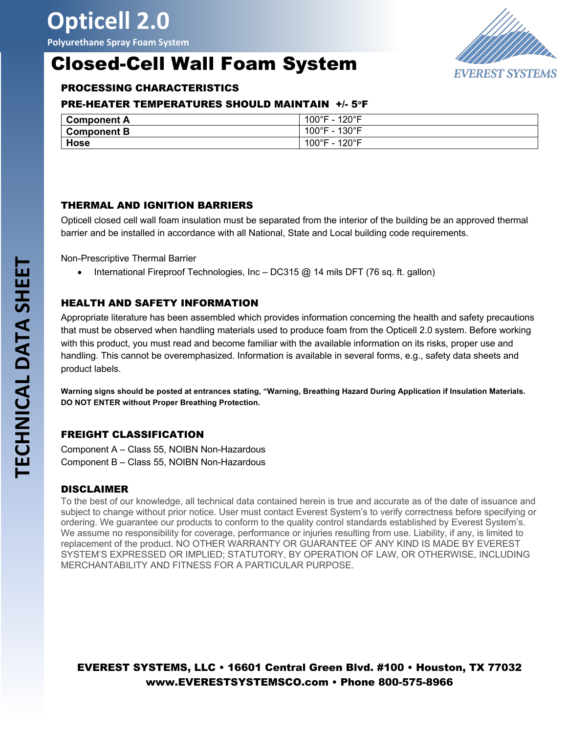# Opticell 2.0

**Polyurethane Spray Foam System**

## Closed-Cell Wall Foam System

EVEREST SYSTEMS

TECHNICAL DATA SHEET

### PROCESSING CHARACTERISTICS

### PRE-HEATER TEMPERATURES SHOULD MAINTAIN +/- 5°F

| | |
|---|---|
| **Component A** | 100°F - 120°F |
| **Component B** | 100°F - 130°F |
| **Hose** | 100°F - 120°F |

### THERMAL AND IGNITION BARRIERS

Opticell closed cell wall foam insulation must be separated from the interior of the building be an approved thermal barrier and be installed in accordance with all National, State and Local building code requirements.

Non-Prescriptive Thermal Barrier

- International Fireproof Technologies, Inc – DC315 @ 14 mils DFT (76 sq. ft. gallon)

### HEALTH AND SAFETY INFORMATION

Appropriate literature has been assembled which provides information concerning the health and safety precautions that must be observed when handling materials used to produce foam from the Opticell 2.0 system. Before working with this product, you must read and become familiar with the available information on its risks, proper use and handling. This cannot be overemphasized. Information is available in several forms, e.g., safety data sheets and product labels.

**Warning signs should be posted at entrances stating, "Warning, Breathing Hazard During Application if Insulation Materials. DO NOT ENTER without Proper Breathing Protection.**

### FREIGHT CLASSIFICATION

Component A – Class 55, NOIBN Non-Hazardous
Component B – Class 55, NOIBN Non-Hazardous

### DISCLAIMER

To the best of our knowledge, all technical data contained herein is true and accurate as of the date of issuance and subject to change without prior notice. User must contact Everest System's to verify correctness before specifying or ordering. We guarantee our products to conform to the quality control standards established by Everest System's. We assume no responsibility for coverage, performance or injuries resulting from use. Liability, if any, is limited to replacement of the product. NO OTHER WARRANTY OR GUARANTEE OF ANY KIND IS MADE BY EVEREST SYSTEM'S EXPRESSED OR IMPLIED; STATUTORY, BY OPERATION OF LAW, OR OTHERWISE, INCLUDING MERCHANTABILITY AND FITNESS FOR A PARTICULAR PURPOSE.

**EVEREST SYSTEMS, LLC • 16601 Central Green Blvd. #100 • Houston, TX 77032**
**www.EVERESTSYSTEMSCO.com • Phone 800-575-8966**